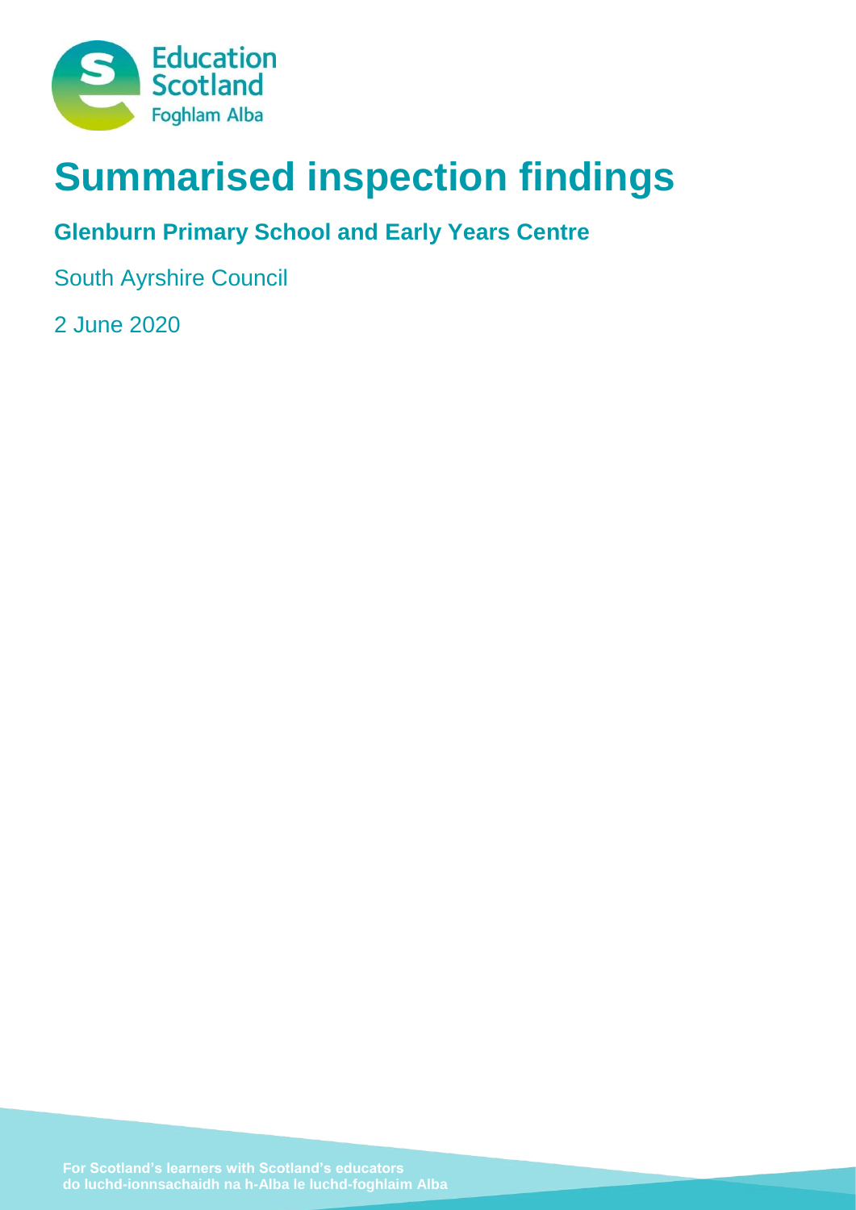# Summarised inspection findings

## Glenburn Primary School and Early Years Centre

South Ayrshire Council

2 June 2020

For Scotland's learners with Scotland's educators
do luchd-ionnsachaidh na h-Alba le luchd-foghlaim Alba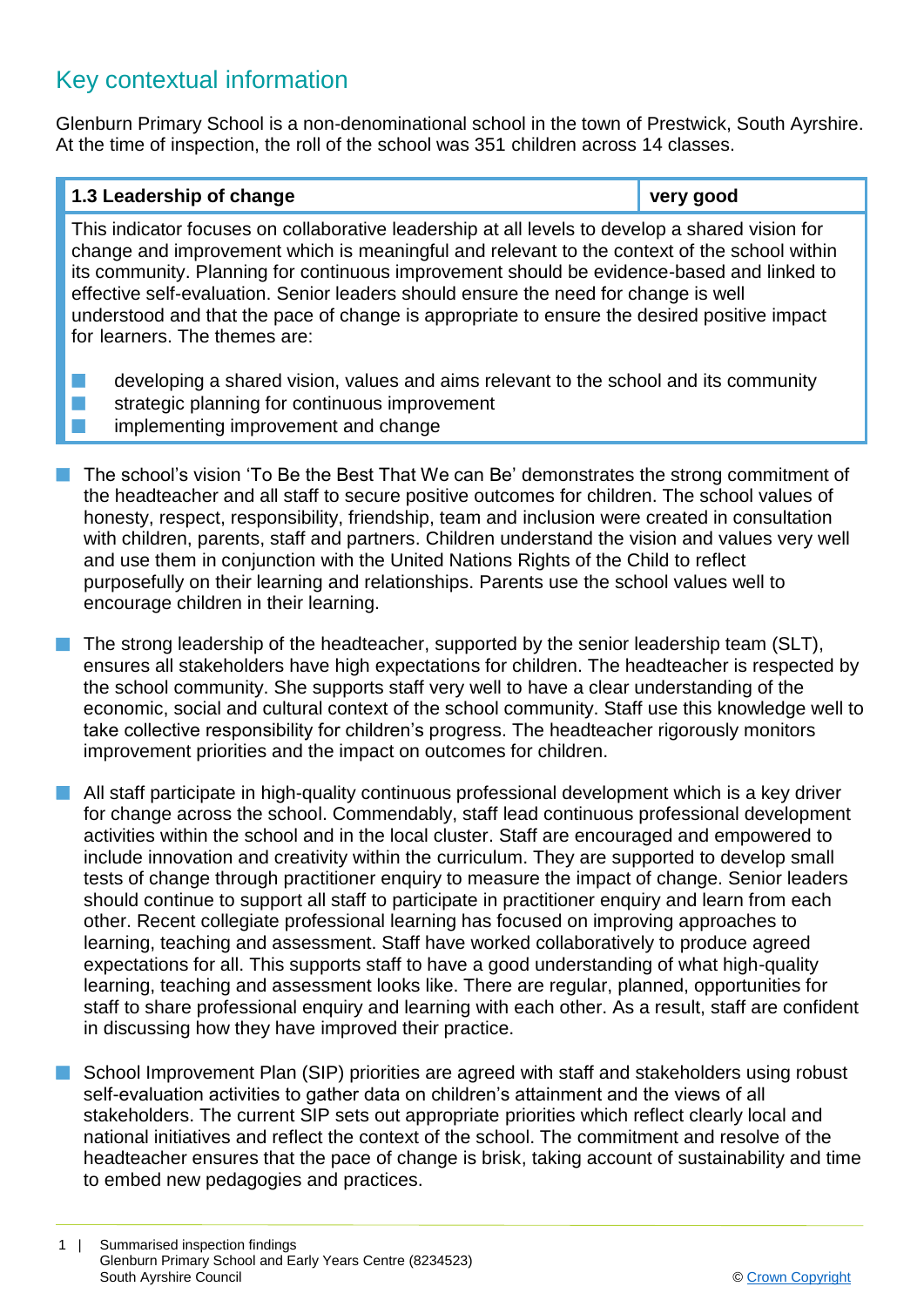## Key contextual information

Glenburn Primary School is a non-denominational school in the town of Prestwick, South Ayrshire. At the time of inspection, the roll of the school was 351 children across 14 classes.

| 1.3 Leadership of change | very good |
|---|---|
| This indicator focuses on collaborative leadership at all levels to develop a shared vision for change and improvement which is meaningful and relevant to the context of the school within its community. Planning for continuous improvement should be evidence-based and linked to effective self-evaluation. Senior leaders should ensure the need for change is well understood and that the pace of change is appropriate to ensure the desired positive impact for learners. The themes are:<br>- developing a shared vision, values and aims relevant to the school and its community<br>- strategic planning for continuous improvement<br>- implementing improvement and change | |

- The school's vision 'To Be the Best That We can Be' demonstrates the strong commitment of the headteacher and all staff to secure positive outcomes for children. The school values of honesty, respect, responsibility, friendship, team and inclusion were created in consultation with children, parents, staff and partners. Children understand the vision and values very well and use them in conjunction with the United Nations Rights of the Child to reflect purposefully on their learning and relationships. Parents use the school values well to encourage children in their learning.

- The strong leadership of the headteacher, supported by the senior leadership team (SLT), ensures all stakeholders have high expectations for children. The headteacher is respected by the school community. She supports staff very well to have a clear understanding of the economic, social and cultural context of the school community. Staff use this knowledge well to take collective responsibility for children's progress. The headteacher rigorously monitors improvement priorities and the impact on outcomes for children.

- All staff participate in high-quality continuous professional development which is a key driver for change across the school. Commendably, staff lead continuous professional development activities within the school and in the local cluster. Staff are encouraged and empowered to include innovation and creativity within the curriculum. They are supported to develop small tests of change through practitioner enquiry to measure the impact of change. Senior leaders should continue to support all staff to participate in practitioner enquiry and learn from each other. Recent collegiate professional learning has focused on improving approaches to learning, teaching and assessment. Staff have worked collaboratively to produce agreed expectations for all. This supports staff to have a good understanding of what high-quality learning, teaching and assessment looks like. There are regular, planned, opportunities for staff to share professional enquiry and learning with each other. As a result, staff are confident in discussing how they have improved their practice.

- School Improvement Plan (SIP) priorities are agreed with staff and stakeholders using robust self-evaluation activities to gather data on children's attainment and the views of all stakeholders. The current SIP sets out appropriate priorities which reflect clearly local and national initiatives and reflect the context of the school. The commitment and resolve of the headteacher ensures that the pace of change is brisk, taking account of sustainability and time to embed new pedagogies and practices.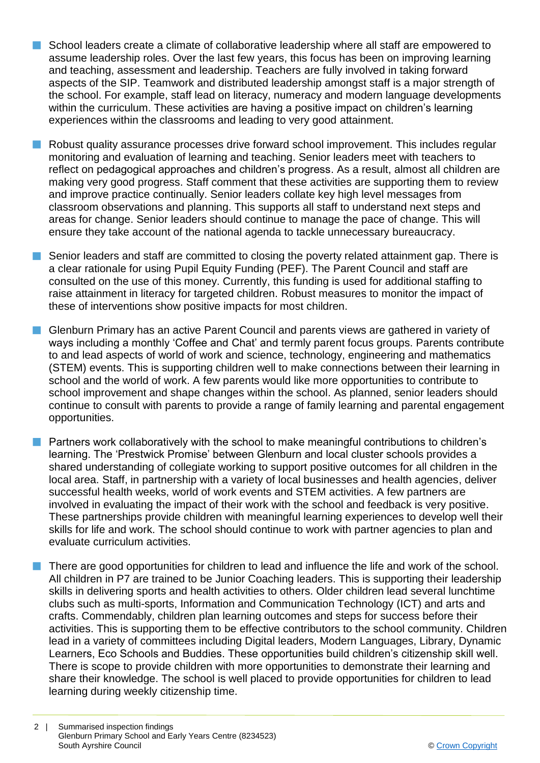- School leaders create a climate of collaborative leadership where all staff are empowered to assume leadership roles. Over the last few years, this focus has been on improving learning and teaching, assessment and leadership. Teachers are fully involved in taking forward aspects of the SIP. Teamwork and distributed leadership amongst staff is a major strength of the school. For example, staff lead on literacy, numeracy and modern language developments within the curriculum. These activities are having a positive impact on children's learning experiences within the classrooms and leading to very good attainment.

- Robust quality assurance processes drive forward school improvement. This includes regular monitoring and evaluation of learning and teaching. Senior leaders meet with teachers to reflect on pedagogical approaches and children's progress. As a result, almost all children are making very good progress. Staff comment that these activities are supporting them to review and improve practice continually. Senior leaders collate key high level messages from classroom observations and planning. This supports all staff to understand next steps and areas for change. Senior leaders should continue to manage the pace of change. This will ensure they take account of the national agenda to tackle unnecessary bureaucracy.

- Senior leaders and staff are committed to closing the poverty related attainment gap. There is a clear rationale for using Pupil Equity Funding (PEF). The Parent Council and staff are consulted on the use of this money. Currently, this funding is used for additional staffing to raise attainment in literacy for targeted children. Robust measures to monitor the impact of these of interventions show positive impacts for most children.

- Glenburn Primary has an active Parent Council and parents views are gathered in variety of ways including a monthly 'Coffee and Chat' and termly parent focus groups. Parents contribute to and lead aspects of world of work and science, technology, engineering and mathematics (STEM) events. This is supporting children well to make connections between their learning in school and the world of work. A few parents would like more opportunities to contribute to school improvement and shape changes within the school. As planned, senior leaders should continue to consult with parents to provide a range of family learning and parental engagement opportunities.

- Partners work collaboratively with the school to make meaningful contributions to children's learning. The 'Prestwick Promise' between Glenburn and local cluster schools provides a shared understanding of collegiate working to support positive outcomes for all children in the local area. Staff, in partnership with a variety of local businesses and health agencies, deliver successful health weeks, world of work events and STEM activities. A few partners are involved in evaluating the impact of their work with the school and feedback is very positive. These partnerships provide children with meaningful learning experiences to develop well their skills for life and work. The school should continue to work with partner agencies to plan and evaluate curriculum activities.

- There are good opportunities for children to lead and influence the life and work of the school. All children in P7 are trained to be Junior Coaching leaders. This is supporting their leadership skills in delivering sports and health activities to others. Older children lead several lunchtime clubs such as multi-sports, Information and Communication Technology (ICT) and arts and crafts. Commendably, children plan learning outcomes and steps for success before their activities. This is supporting them to be effective contributors to the school community. Children lead in a variety of committees including Digital leaders, Modern Languages, Library, Dynamic Learners, Eco Schools and Buddies. These opportunities build children's citizenship skill well. There is scope to provide children with more opportunities to demonstrate their learning and share their knowledge. The school is well placed to provide opportunities for children to lead learning during weekly citizenship time.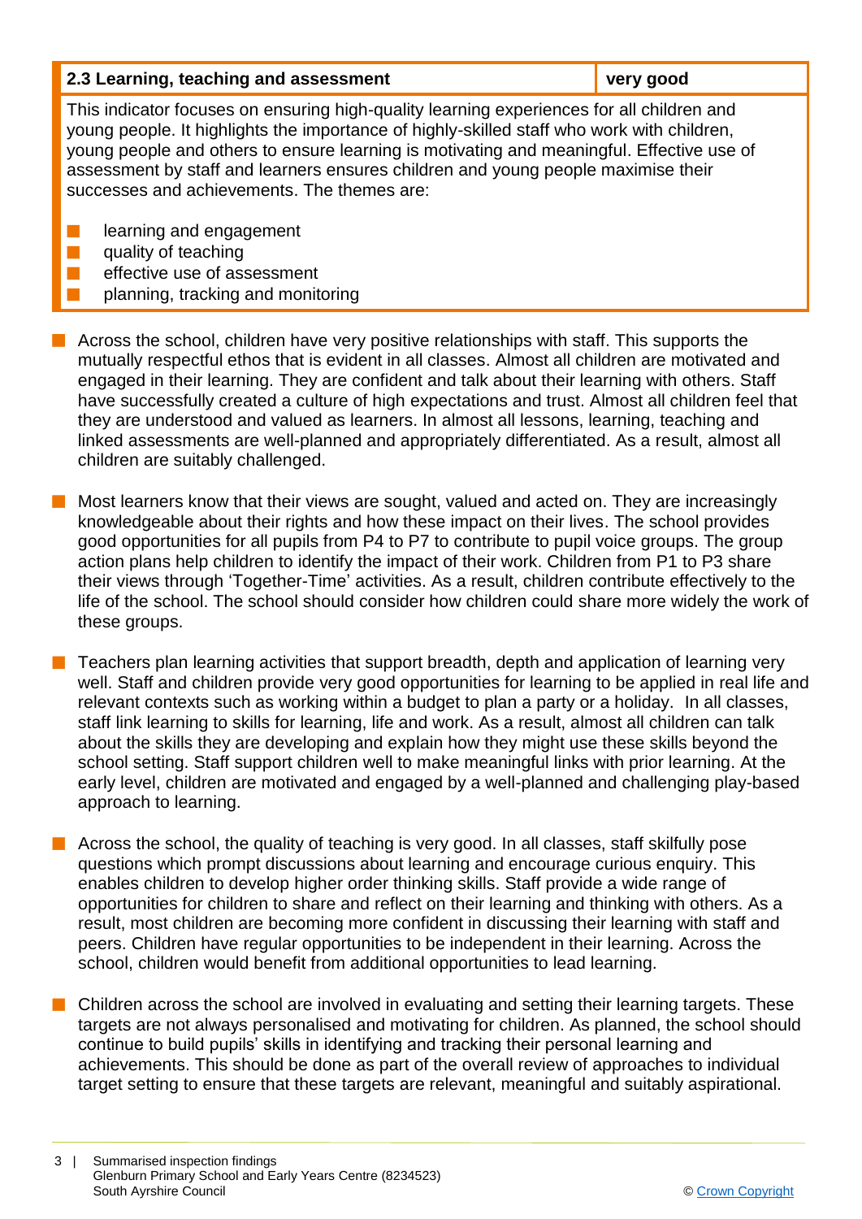| 2.3 Learning, teaching and assessment | very good |
|---|---|

This indicator focuses on ensuring high-quality learning experiences for all children and young people. It highlights the importance of highly-skilled staff who work with children, young people and others to ensure learning is motivating and meaningful. Effective use of assessment by staff and learners ensures children and young people maximise their successes and achievements. The themes are:

- learning and engagement
- quality of teaching
- effective use of assessment
- planning, tracking and monitoring

- Across the school, children have very positive relationships with staff. This supports the mutually respectful ethos that is evident in all classes. Almost all children are motivated and engaged in their learning. They are confident and talk about their learning with others. Staff have successfully created a culture of high expectations and trust. Almost all children feel that they are understood and valued as learners. In almost all lessons, learning, teaching and linked assessments are well-planned and appropriately differentiated. As a result, almost all children are suitably challenged.

- Most learners know that their views are sought, valued and acted on. They are increasingly knowledgeable about their rights and how these impact on their lives. The school provides good opportunities for all pupils from P4 to P7 to contribute to pupil voice groups. The group action plans help children to identify the impact of their work. Children from P1 to P3 share their views through 'Together-Time' activities. As a result, children contribute effectively to the life of the school. The school should consider how children could share more widely the work of these groups.

- Teachers plan learning activities that support breadth, depth and application of learning very well. Staff and children provide very good opportunities for learning to be applied in real life and relevant contexts such as working within a budget to plan a party or a holiday. In all classes, staff link learning to skills for learning, life and work. As a result, almost all children can talk about the skills they are developing and explain how they might use these skills beyond the school setting. Staff support children well to make meaningful links with prior learning. At the early level, children are motivated and engaged by a well-planned and challenging play-based approach to learning.

- Across the school, the quality of teaching is very good. In all classes, staff skilfully pose questions which prompt discussions about learning and encourage curious enquiry. This enables children to develop higher order thinking skills. Staff provide a wide range of opportunities for children to share and reflect on their learning and thinking with others. As a result, most children are becoming more confident in discussing their learning with staff and peers. Children have regular opportunities to be independent in their learning. Across the school, children would benefit from additional opportunities to lead learning.

- Children across the school are involved in evaluating and setting their learning targets. These targets are not always personalised and motivating for children. As planned, the school should continue to build pupils' skills in identifying and tracking their personal learning and achievements. This should be done as part of the overall review of approaches to individual target setting to ensure that these targets are relevant, meaningful and suitably aspirational.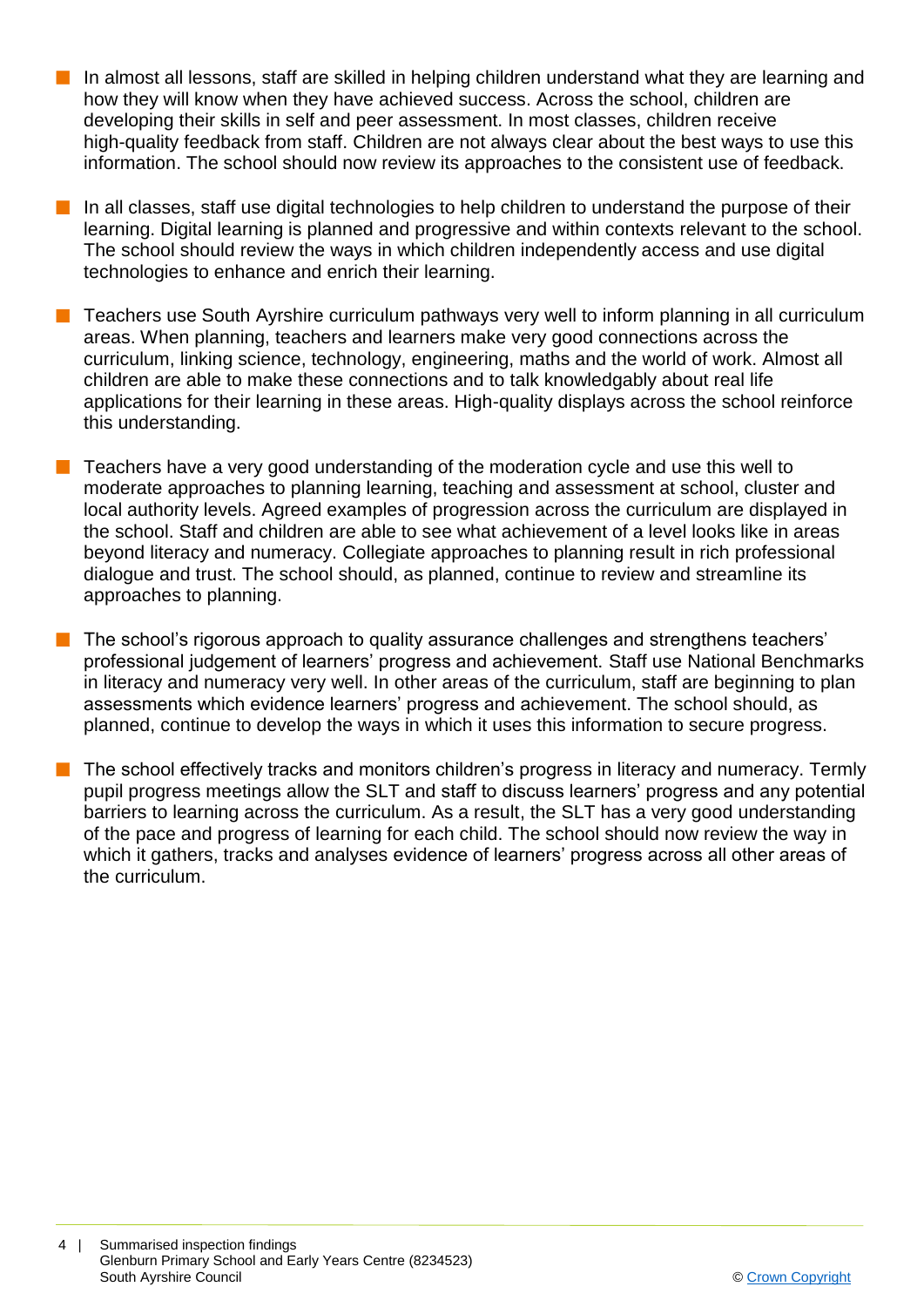- In almost all lessons, staff are skilled in helping children understand what they are learning and how they will know when they have achieved success. Across the school, children are developing their skills in self and peer assessment. In most classes, children receive high-quality feedback from staff. Children are not always clear about the best ways to use this information. The school should now review its approaches to the consistent use of feedback.

- In all classes, staff use digital technologies to help children to understand the purpose of their learning. Digital learning is planned and progressive and within contexts relevant to the school. The school should review the ways in which children independently access and use digital technologies to enhance and enrich their learning.

- Teachers use South Ayrshire curriculum pathways very well to inform planning in all curriculum areas. When planning, teachers and learners make very good connections across the curriculum, linking science, technology, engineering, maths and the world of work. Almost all children are able to make these connections and to talk knowledgably about real life applications for their learning in these areas. High-quality displays across the school reinforce this understanding.

- Teachers have a very good understanding of the moderation cycle and use this well to moderate approaches to planning learning, teaching and assessment at school, cluster and local authority levels. Agreed examples of progression across the curriculum are displayed in the school. Staff and children are able to see what achievement of a level looks like in areas beyond literacy and numeracy. Collegiate approaches to planning result in rich professional dialogue and trust. The school should, as planned, continue to review and streamline its approaches to planning.

- The school's rigorous approach to quality assurance challenges and strengthens teachers' professional judgement of learners' progress and achievement. Staff use National Benchmarks in literacy and numeracy very well. In other areas of the curriculum, staff are beginning to plan assessments which evidence learners' progress and achievement. The school should, as planned, continue to develop the ways in which it uses this information to secure progress.

- The school effectively tracks and monitors children's progress in literacy and numeracy. Termly pupil progress meetings allow the SLT and staff to discuss learners' progress and any potential barriers to learning across the curriculum. As a result, the SLT has a very good understanding of the pace and progress of learning for each child. The school should now review the way in which it gathers, tracks and analyses evidence of learners' progress across all other areas of the curriculum.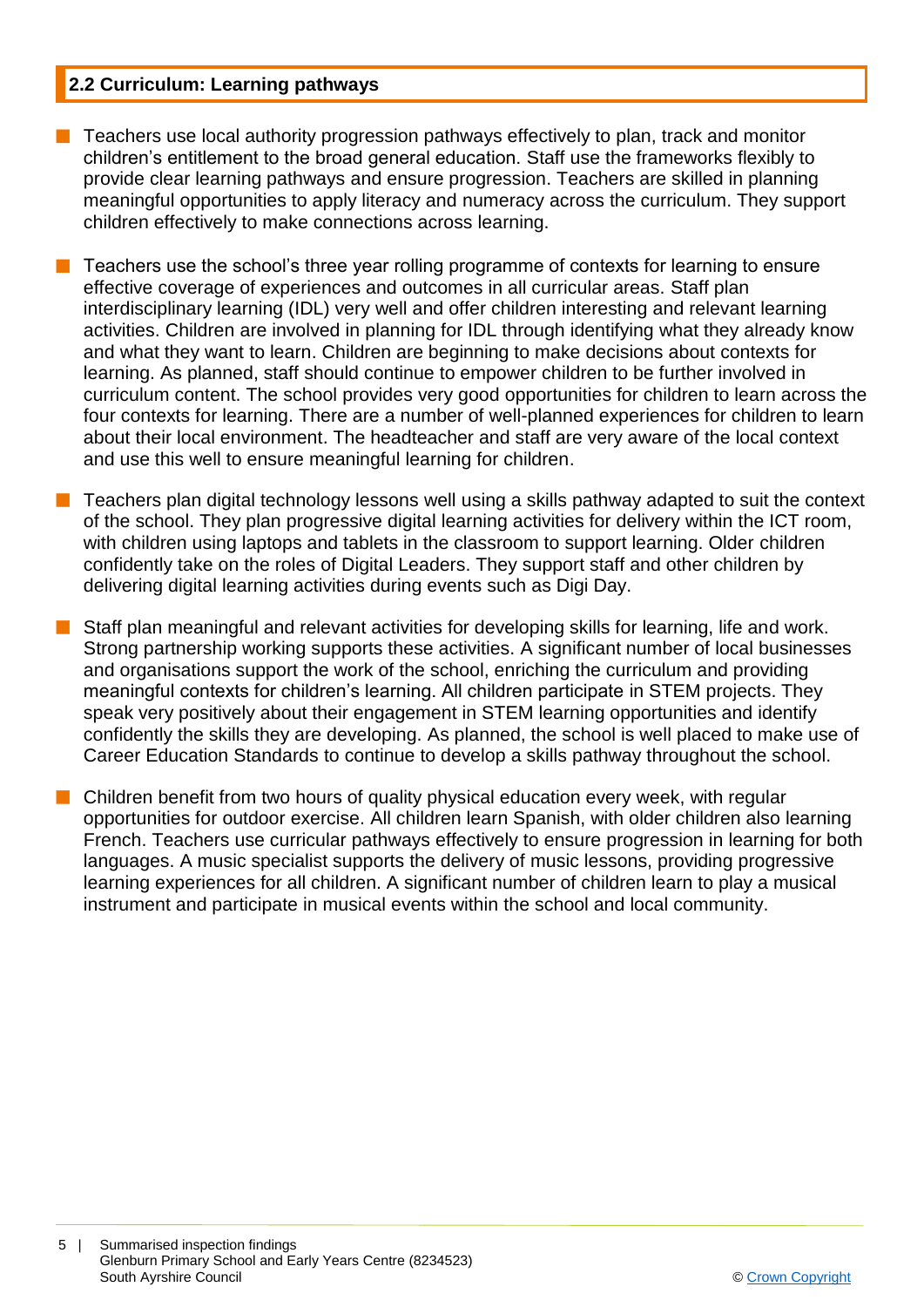## 2.2 Curriculum: Learning pathways

- Teachers use local authority progression pathways effectively to plan, track and monitor children's entitlement to the broad general education. Staff use the frameworks flexibly to provide clear learning pathways and ensure progression. Teachers are skilled in planning meaningful opportunities to apply literacy and numeracy across the curriculum. They support children effectively to make connections across learning.

- Teachers use the school's three year rolling programme of contexts for learning to ensure effective coverage of experiences and outcomes in all curricular areas. Staff plan interdisciplinary learning (IDL) very well and offer children interesting and relevant learning activities. Children are involved in planning for IDL through identifying what they already know and what they want to learn. Children are beginning to make decisions about contexts for learning. As planned, staff should continue to empower children to be further involved in curriculum content. The school provides very good opportunities for children to learn across the four contexts for learning. There are a number of well-planned experiences for children to learn about their local environment. The headteacher and staff are very aware of the local context and use this well to ensure meaningful learning for children.

- Teachers plan digital technology lessons well using a skills pathway adapted to suit the context of the school. They plan progressive digital learning activities for delivery within the ICT room, with children using laptops and tablets in the classroom to support learning. Older children confidently take on the roles of Digital Leaders. They support staff and other children by delivering digital learning activities during events such as Digi Day.

- Staff plan meaningful and relevant activities for developing skills for learning, life and work. Strong partnership working supports these activities. A significant number of local businesses and organisations support the work of the school, enriching the curriculum and providing meaningful contexts for children's learning. All children participate in STEM projects. They speak very positively about their engagement in STEM learning opportunities and identify confidently the skills they are developing. As planned, the school is well placed to make use of Career Education Standards to continue to develop a skills pathway throughout the school.

- Children benefit from two hours of quality physical education every week, with regular opportunities for outdoor exercise. All children learn Spanish, with older children also learning French. Teachers use curricular pathways effectively to ensure progression in learning for both languages. A music specialist supports the delivery of music lessons, providing progressive learning experiences for all children. A significant number of children learn to play a musical instrument and participate in musical events within the school and local community.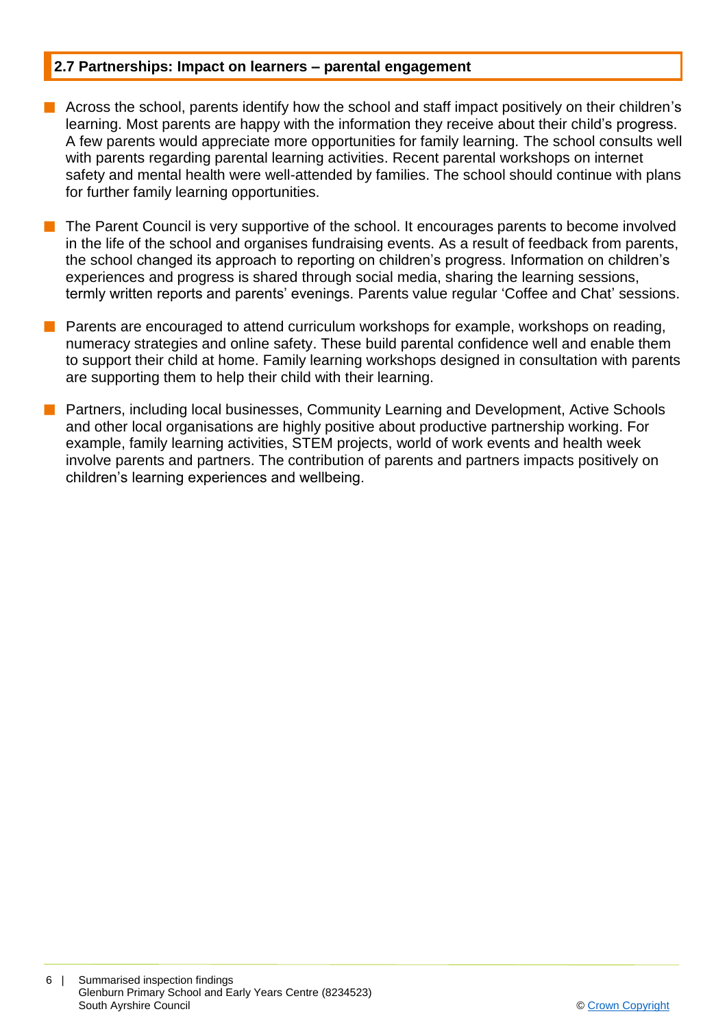## 2.7 Partnerships: Impact on learners – parental engagement

- Across the school, parents identify how the school and staff impact positively on their children's learning. Most parents are happy with the information they receive about their child's progress. A few parents would appreciate more opportunities for family learning. The school consults well with parents regarding parental learning activities. Recent parental workshops on internet safety and mental health were well-attended by families. The school should continue with plans for further family learning opportunities.
- The Parent Council is very supportive of the school. It encourages parents to become involved in the life of the school and organises fundraising events. As a result of feedback from parents, the school changed its approach to reporting on children's progress. Information on children's experiences and progress is shared through social media, sharing the learning sessions, termly written reports and parents' evenings. Parents value regular 'Coffee and Chat' sessions.
- Parents are encouraged to attend curriculum workshops for example, workshops on reading, numeracy strategies and online safety. These build parental confidence well and enable them to support their child at home. Family learning workshops designed in consultation with parents are supporting them to help their child with their learning.
- Partners, including local businesses, Community Learning and Development, Active Schools and other local organisations are highly positive about productive partnership working. For example, family learning activities, STEM projects, world of work events and health week involve parents and partners. The contribution of parents and partners impacts positively on children's learning experiences and wellbeing.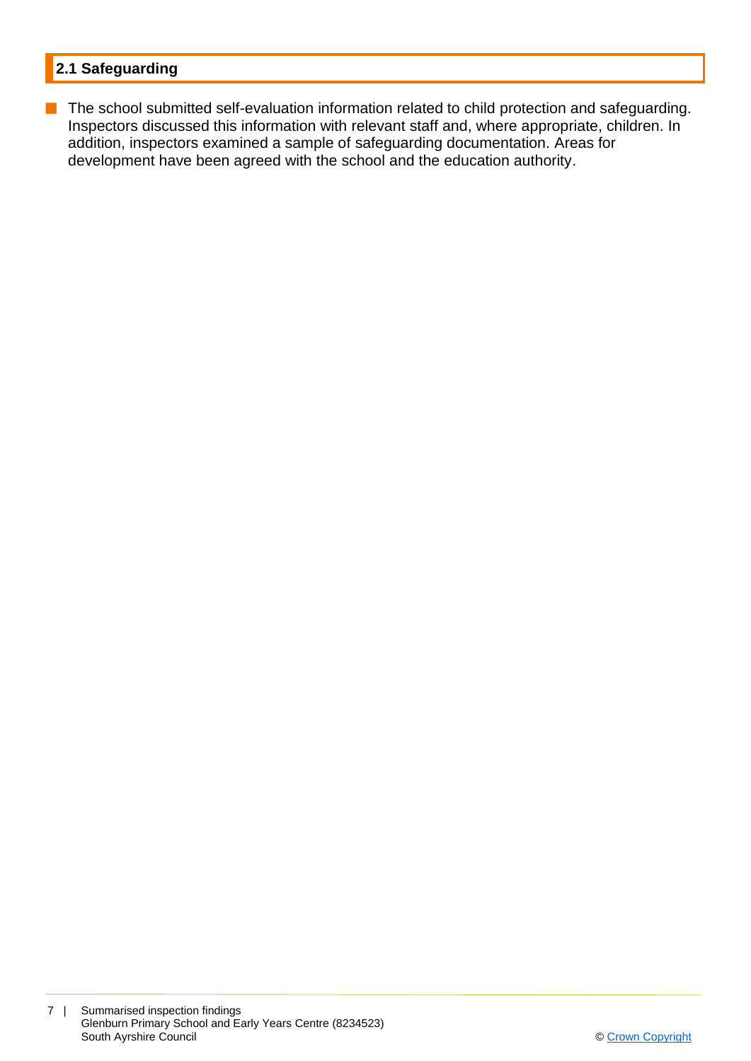## 2.1 Safeguarding

- The school submitted self-evaluation information related to child protection and safeguarding. Inspectors discussed this information with relevant staff and, where appropriate, children. In addition, inspectors examined a sample of safeguarding documentation. Areas for development have been agreed with the school and the education authority.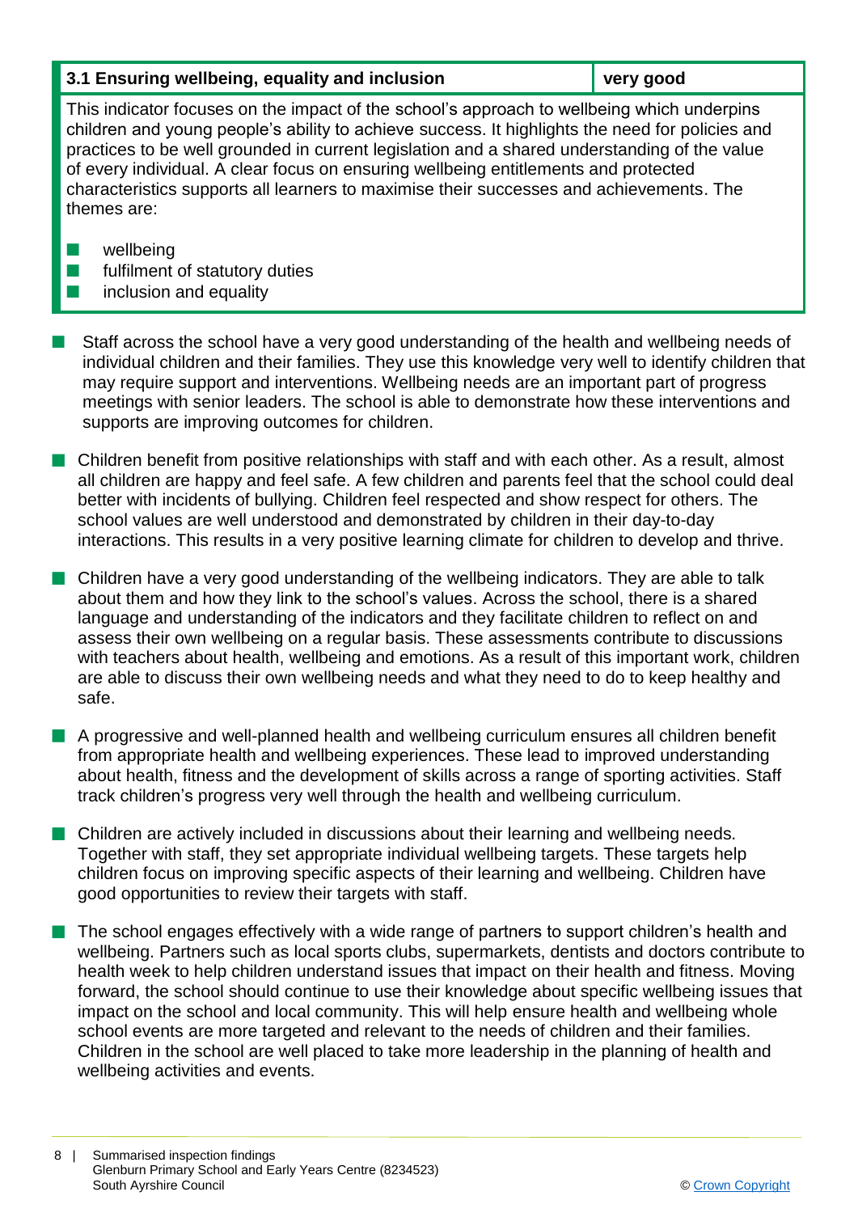| 3.1 Ensuring wellbeing, equality and inclusion | very good |
| --- | --- |

This indicator focuses on the impact of the school's approach to wellbeing which underpins children and young people's ability to achieve success. It highlights the need for policies and practices to be well grounded in current legislation and a shared understanding of the value of every individual. A clear focus on ensuring wellbeing entitlements and protected characteristics supports all learners to maximise their successes and achievements. The themes are:

- wellbeing
- fulfilment of statutory duties
- inclusion and equality

- Staff across the school have a very good understanding of the health and wellbeing needs of individual children and their families. They use this knowledge very well to identify children that may require support and interventions. Wellbeing needs are an important part of progress meetings with senior leaders. The school is able to demonstrate how these interventions and supports are improving outcomes for children.

- Children benefit from positive relationships with staff and with each other. As a result, almost all children are happy and feel safe. A few children and parents feel that the school could deal better with incidents of bullying. Children feel respected and show respect for others. The school values are well understood and demonstrated by children in their day-to-day interactions. This results in a very positive learning climate for children to develop and thrive.

- Children have a very good understanding of the wellbeing indicators. They are able to talk about them and how they link to the school's values. Across the school, there is a shared language and understanding of the indicators and they facilitate children to reflect on and assess their own wellbeing on a regular basis. These assessments contribute to discussions with teachers about health, wellbeing and emotions. As a result of this important work, children are able to discuss their own wellbeing needs and what they need to do to keep healthy and safe.

- A progressive and well-planned health and wellbeing curriculum ensures all children benefit from appropriate health and wellbeing experiences. These lead to improved understanding about health, fitness and the development of skills across a range of sporting activities. Staff track children's progress very well through the health and wellbeing curriculum.

- Children are actively included in discussions about their learning and wellbeing needs. Together with staff, they set appropriate individual wellbeing targets. These targets help children focus on improving specific aspects of their learning and wellbeing. Children have good opportunities to review their targets with staff.

- The school engages effectively with a wide range of partners to support children's health and wellbeing. Partners such as local sports clubs, supermarkets, dentists and doctors contribute to health week to help children understand issues that impact on their health and fitness. Moving forward, the school should continue to use their knowledge about specific wellbeing issues that impact on the school and local community. This will help ensure health and wellbeing whole school events are more targeted and relevant to the needs of children and their families. Children in the school are well placed to take more leadership in the planning of health and wellbeing activities and events.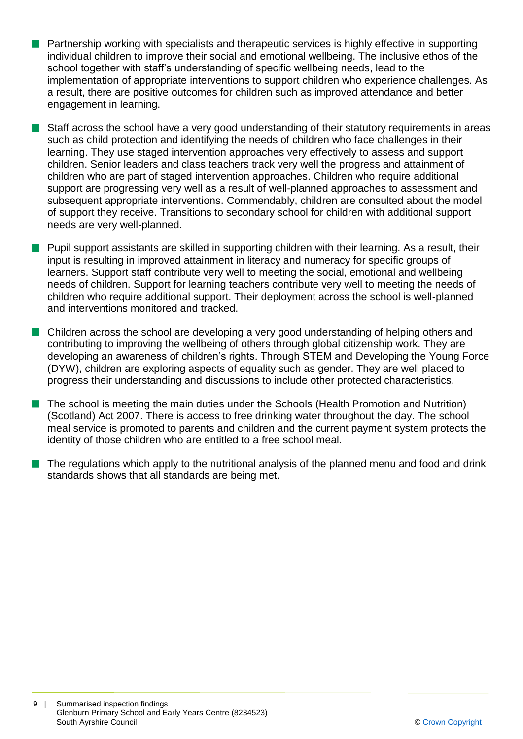- Partnership working with specialists and therapeutic services is highly effective in supporting individual children to improve their social and emotional wellbeing. The inclusive ethos of the school together with staff's understanding of specific wellbeing needs, lead to the implementation of appropriate interventions to support children who experience challenges. As a result, there are positive outcomes for children such as improved attendance and better engagement in learning.

- Staff across the school have a very good understanding of their statutory requirements in areas such as child protection and identifying the needs of children who face challenges in their learning. They use staged intervention approaches very effectively to assess and support children. Senior leaders and class teachers track very well the progress and attainment of children who are part of staged intervention approaches. Children who require additional support are progressing very well as a result of well-planned approaches to assessment and subsequent appropriate interventions. Commendably, children are consulted about the model of support they receive. Transitions to secondary school for children with additional support needs are very well-planned.

- Pupil support assistants are skilled in supporting children with their learning. As a result, their input is resulting in improved attainment in literacy and numeracy for specific groups of learners. Support staff contribute very well to meeting the social, emotional and wellbeing needs of children. Support for learning teachers contribute very well to meeting the needs of children who require additional support. Their deployment across the school is well-planned and interventions monitored and tracked.

- Children across the school are developing a very good understanding of helping others and contributing to improving the wellbeing of others through global citizenship work. They are developing an awareness of children's rights. Through STEM and Developing the Young Force (DYW), children are exploring aspects of equality such as gender. They are well placed to progress their understanding and discussions to include other protected characteristics.

- The school is meeting the main duties under the Schools (Health Promotion and Nutrition) (Scotland) Act 2007. There is access to free drinking water throughout the day. The school meal service is promoted to parents and children and the current payment system protects the identity of those children who are entitled to a free school meal.

- The regulations which apply to the nutritional analysis of the planned menu and food and drink standards shows that all standards are being met.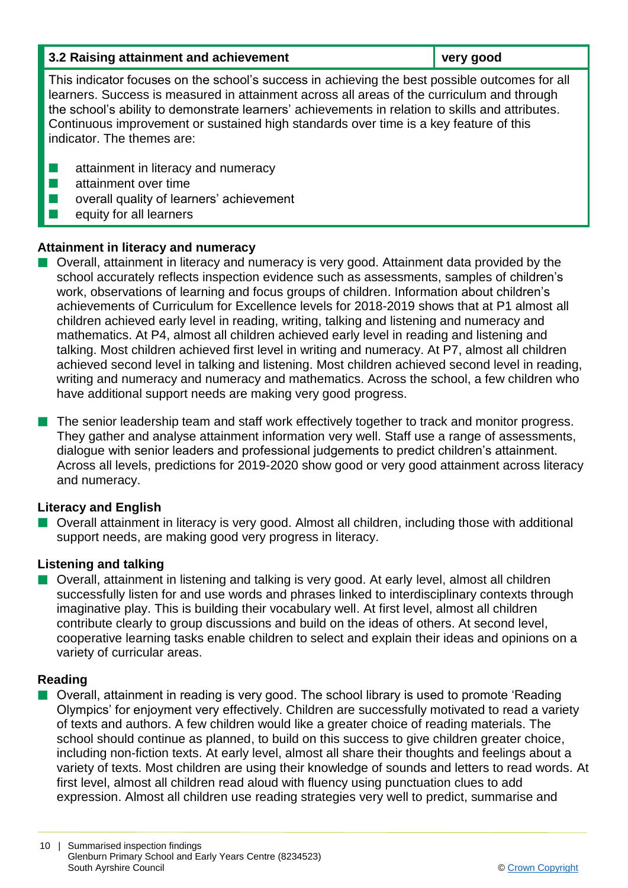| 3.2 Raising attainment and achievement | very good |
| --- | --- |

This indicator focuses on the school's success in achieving the best possible outcomes for all learners. Success is measured in attainment across all areas of the curriculum and through the school's ability to demonstrate learners' achievements in relation to skills and attributes. Continuous improvement or sustained high standards over time is a key feature of this indicator. The themes are:

- attainment in literacy and numeracy
- attainment over time
- overall quality of learners' achievement
- equity for all learners

### Attainment in literacy and numeracy

- Overall, attainment in literacy and numeracy is very good. Attainment data provided by the school accurately reflects inspection evidence such as assessments, samples of children's work, observations of learning and focus groups of children. Information about children's achievements of Curriculum for Excellence levels for 2018-2019 shows that at P1 almost all children achieved early level in reading, writing, talking and listening and numeracy and mathematics. At P4, almost all children achieved early level in reading and listening and talking. Most children achieved first level in writing and numeracy. At P7, almost all children achieved second level in talking and listening. Most children achieved second level in reading, writing and numeracy and numeracy and mathematics. Across the school, a few children who have additional support needs are making very good progress.

- The senior leadership team and staff work effectively together to track and monitor progress. They gather and analyse attainment information very well. Staff use a range of assessments, dialogue with senior leaders and professional judgements to predict children's attainment. Across all levels, predictions for 2019-2020 show good or very good attainment across literacy and numeracy.

### Literacy and English

- Overall attainment in literacy is very good. Almost all children, including those with additional support needs, are making good very progress in literacy.

### Listening and talking

- Overall, attainment in listening and talking is very good. At early level, almost all children successfully listen for and use words and phrases linked to interdisciplinary contexts through imaginative play. This is building their vocabulary well. At first level, almost all children contribute clearly to group discussions and build on the ideas of others. At second level, cooperative learning tasks enable children to select and explain their ideas and opinions on a variety of curricular areas.

### Reading

- Overall, attainment in reading is very good. The school library is used to promote 'Reading Olympics' for enjoyment very effectively. Children are successfully motivated to read a variety of texts and authors. A few children would like a greater choice of reading materials. The school should continue as planned, to build on this success to give children greater choice, including non-fiction texts. At early level, almost all share their thoughts and feelings about a variety of texts. Most children are using their knowledge of sounds and letters to read words. At first level, almost all children read aloud with fluency using punctuation clues to add expression. Almost all children use reading strategies very well to predict, summarise and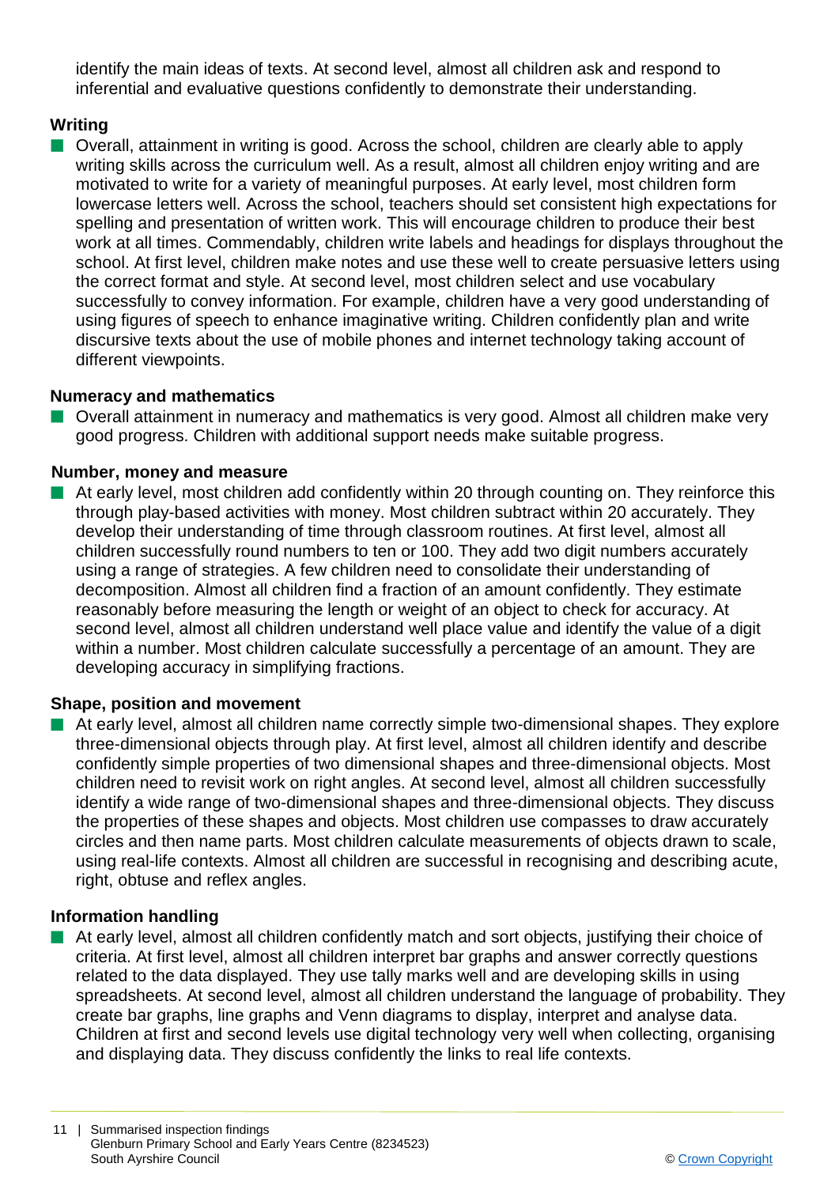identify the main ideas of texts. At second level, almost all children ask and respond to inferential and evaluative questions confidently to demonstrate their understanding.

### Writing

- Overall, attainment in writing is good. Across the school, children are clearly able to apply writing skills across the curriculum well. As a result, almost all children enjoy writing and are motivated to write for a variety of meaningful purposes. At early level, most children form lowercase letters well. Across the school, teachers should set consistent high expectations for spelling and presentation of written work. This will encourage children to produce their best work at all times. Commendably, children write labels and headings for displays throughout the school. At first level, children make notes and use these well to create persuasive letters using the correct format and style. At second level, most children select and use vocabulary successfully to convey information. For example, children have a very good understanding of using figures of speech to enhance imaginative writing. Children confidently plan and write discursive texts about the use of mobile phones and internet technology taking account of different viewpoints.

### Numeracy and mathematics

- Overall attainment in numeracy and mathematics is very good. Almost all children make very good progress. Children with additional support needs make suitable progress.

### Number, money and measure

- At early level, most children add confidently within 20 through counting on. They reinforce this through play-based activities with money. Most children subtract within 20 accurately. They develop their understanding of time through classroom routines. At first level, almost all children successfully round numbers to ten or 100. They add two digit numbers accurately using a range of strategies. A few children need to consolidate their understanding of decomposition. Almost all children find a fraction of an amount confidently. They estimate reasonably before measuring the length or weight of an object to check for accuracy. At second level, almost all children understand well place value and identify the value of a digit within a number. Most children calculate successfully a percentage of an amount. They are developing accuracy in simplifying fractions.

### Shape, position and movement

- At early level, almost all children name correctly simple two-dimensional shapes. They explore three-dimensional objects through play. At first level, almost all children identify and describe confidently simple properties of two dimensional shapes and three-dimensional objects. Most children need to revisit work on right angles. At second level, almost all children successfully identify a wide range of two-dimensional shapes and three-dimensional objects. They discuss the properties of these shapes and objects. Most children use compasses to draw accurately circles and then name parts. Most children calculate measurements of objects drawn to scale, using real-life contexts. Almost all children are successful in recognising and describing acute, right, obtuse and reflex angles.

### Information handling

- At early level, almost all children confidently match and sort objects, justifying their choice of criteria. At first level, almost all children interpret bar graphs and answer correctly questions related to the data displayed. They use tally marks well and are developing skills in using spreadsheets. At second level, almost all children understand the language of probability. They create bar graphs, line graphs and Venn diagrams to display, interpret and analyse data. Children at first and second levels use digital technology very well when collecting, organising and displaying data. They discuss confidently the links to real life contexts.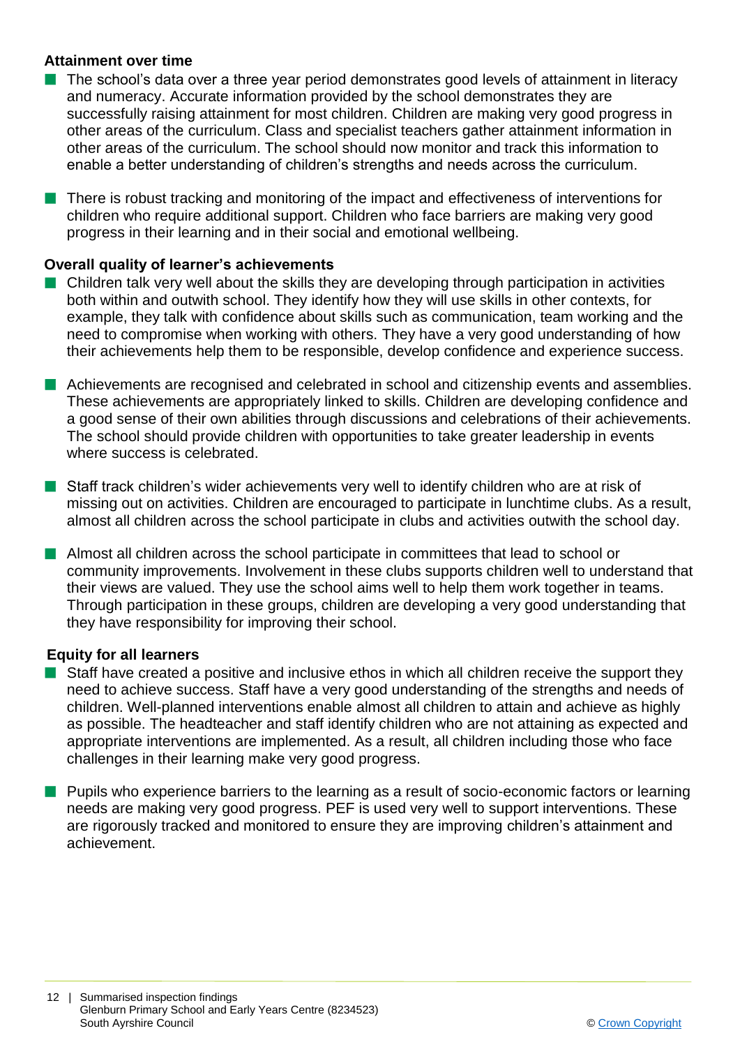### Attainment over time

- The school's data over a three year period demonstrates good levels of attainment in literacy and numeracy. Accurate information provided by the school demonstrates they are successfully raising attainment for most children. Children are making very good progress in other areas of the curriculum. Class and specialist teachers gather attainment information in other areas of the curriculum. The school should now monitor and track this information to enable a better understanding of children's strengths and needs across the curriculum.
- There is robust tracking and monitoring of the impact and effectiveness of interventions for children who require additional support. Children who face barriers are making very good progress in their learning and in their social and emotional wellbeing.

### Overall quality of learner's achievements

- Children talk very well about the skills they are developing through participation in activities both within and outwith school. They identify how they will use skills in other contexts, for example, they talk with confidence about skills such as communication, team working and the need to compromise when working with others. They have a very good understanding of how their achievements help them to be responsible, develop confidence and experience success.
- Achievements are recognised and celebrated in school and citizenship events and assemblies. These achievements are appropriately linked to skills. Children are developing confidence and a good sense of their own abilities through discussions and celebrations of their achievements. The school should provide children with opportunities to take greater leadership in events where success is celebrated.
- Staff track children's wider achievements very well to identify children who are at risk of missing out on activities. Children are encouraged to participate in lunchtime clubs. As a result, almost all children across the school participate in clubs and activities outwith the school day.
- Almost all children across the school participate in committees that lead to school or community improvements. Involvement in these clubs supports children well to understand that their views are valued. They use the school aims well to help them work together in teams. Through participation in these groups, children are developing a very good understanding that they have responsibility for improving their school.

### Equity for all learners

- Staff have created a positive and inclusive ethos in which all children receive the support they need to achieve success. Staff have a very good understanding of the strengths and needs of children. Well-planned interventions enable almost all children to attain and achieve as highly as possible. The headteacher and staff identify children who are not attaining as expected and appropriate interventions are implemented. As a result, all children including those who face challenges in their learning make very good progress.
- Pupils who experience barriers to the learning as a result of socio-economic factors or learning needs are making very good progress. PEF is used very well to support interventions. These are rigorously tracked and monitored to ensure they are improving children's attainment and achievement.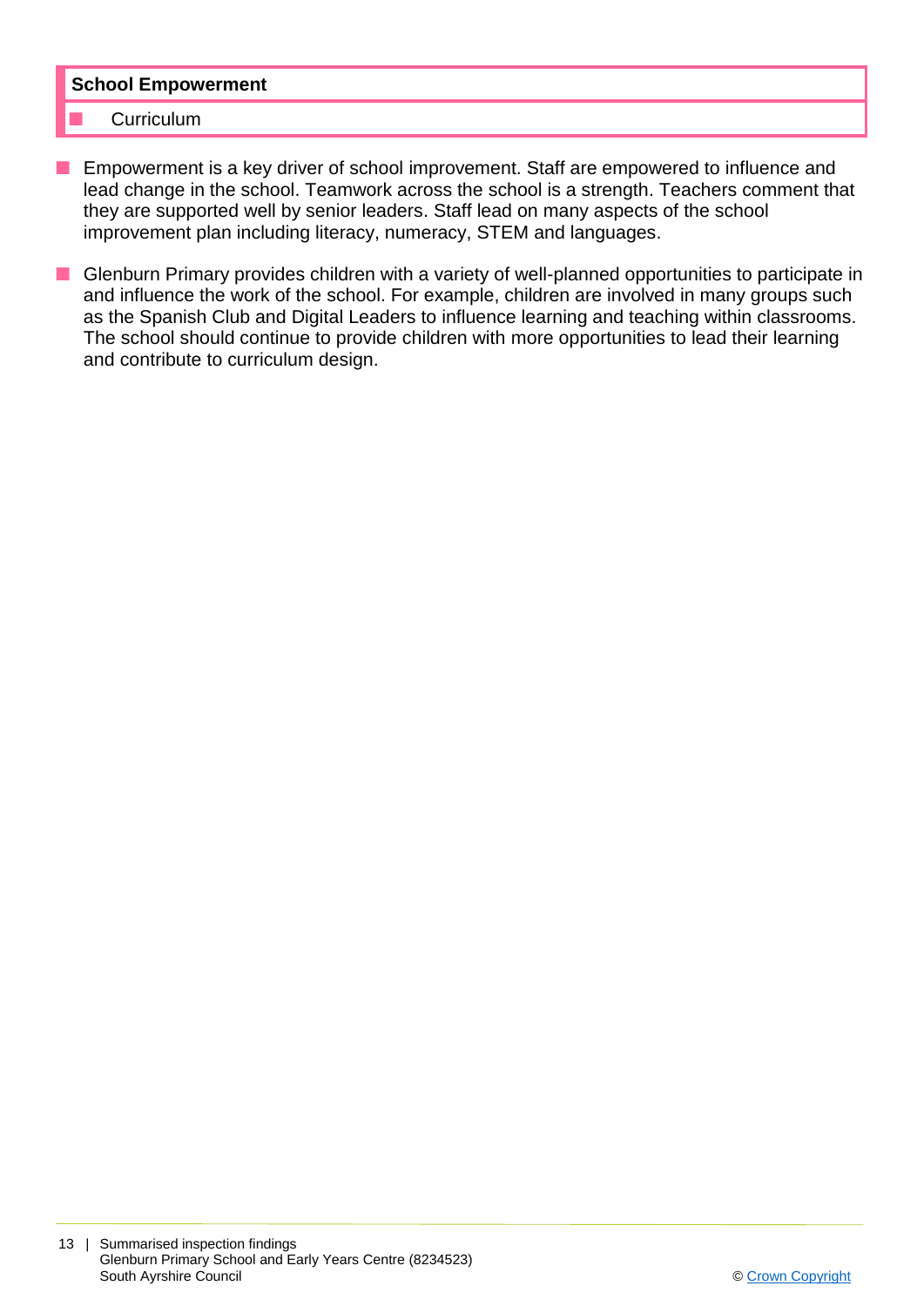| School Empowerment |
| --- |
| ■ Curriculum |

- Empowerment is a key driver of school improvement. Staff are empowered to influence and lead change in the school. Teamwork across the school is a strength. Teachers comment that they are supported well by senior leaders. Staff lead on many aspects of the school improvement plan including literacy, numeracy, STEM and languages.

- Glenburn Primary provides children with a variety of well-planned opportunities to participate in and influence the work of the school. For example, children are involved in many groups such as the Spanish Club and Digital Leaders to influence learning and teaching within classrooms. The school should continue to provide children with more opportunities to lead their learning and contribute to curriculum design.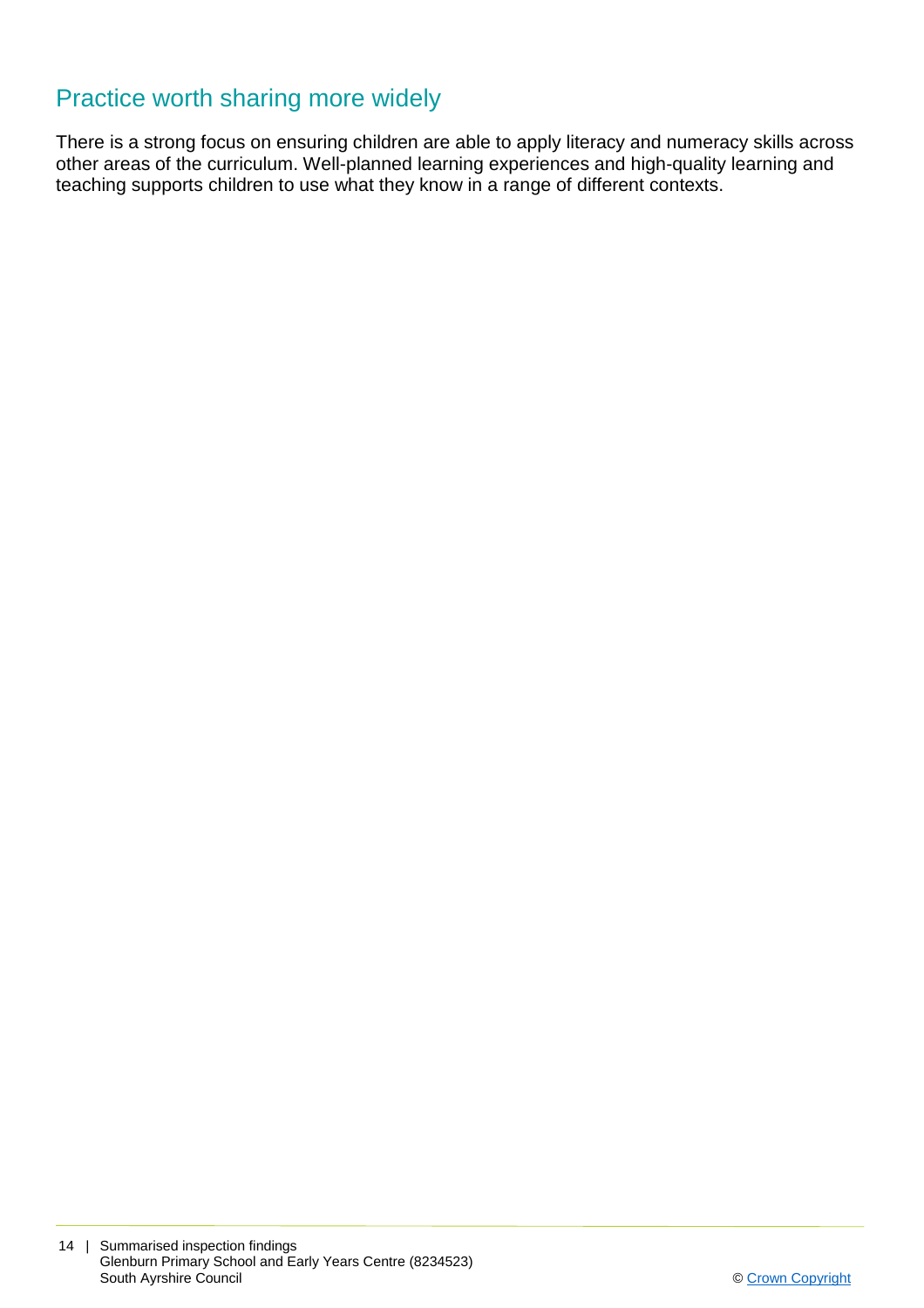## Practice worth sharing more widely

There is a strong focus on ensuring children are able to apply literacy and numeracy skills across other areas of the curriculum. Well-planned learning experiences and high-quality learning and teaching supports children to use what they know in a range of different contexts.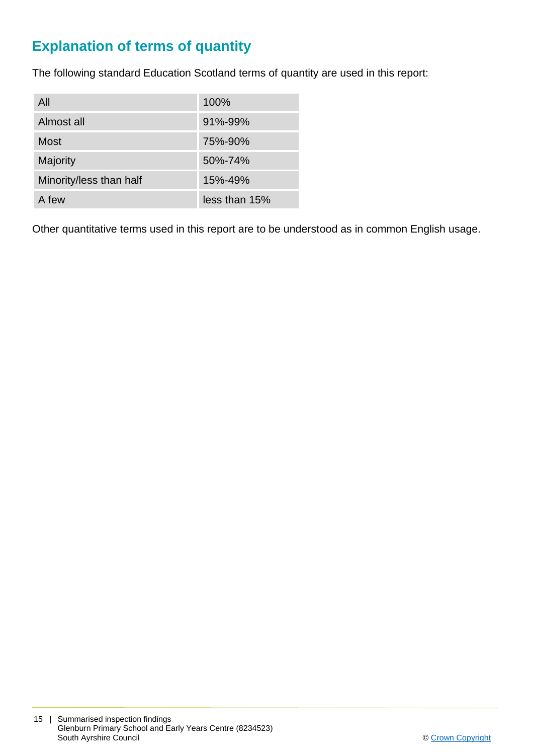## Explanation of terms of quantity

The following standard Education Scotland terms of quantity are used in this report:

| | |
|---|---|
| All | 100% |
| Almost all | 91%-99% |
| Most | 75%-90% |
| Majority | 50%-74% |
| Minority/less than half | 15%-49% |
| A few | less than 15% |

Other quantitative terms used in this report are to be understood as in common English usage.